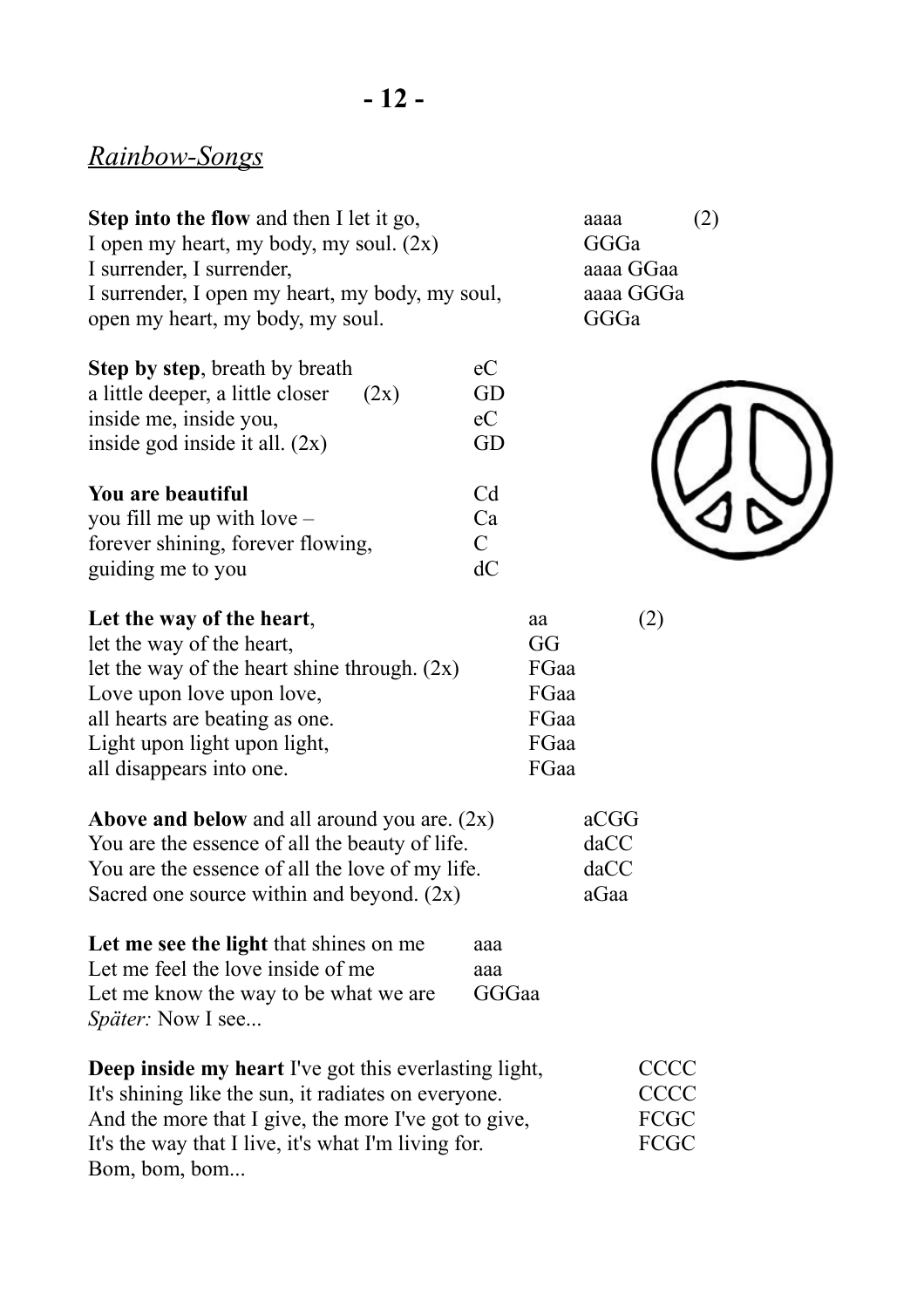## *Rainbow-Songs*

**Step into the flow** and then I let it go, aaaa (2)
I open my heart, my body, my soul. (2x) GGGa
I surrender, I surrender, aaaa GGaa
I surrender, I open my heart, my body, my soul, aaaa GGGa
open my heart, my body, my soul. GGGa

**Step by step**, breath by breath eC
a little deeper, a little closer (2x) GD
inside me, inside you, eC
inside god inside it all. (2x) GD

**You are beautiful** Cd
you fill me up with love – Ca
forever shining, forever flowing, C
guiding me to you dC

**Let the way of the heart**, aa (2)
let the way of the heart, GG
let the way of the heart shine through. (2x) FGaa
Love upon love upon love, FGaa
all hearts are beating as one. FGaa
Light upon light upon light, FGaa
all disappears into one. FGaa

**Above and below** and all around you are. (2x) aCGG
You are the essence of all the beauty of life. daCC
You are the essence of all the love of my life. daCC
Sacred one source within and beyond. (2x) aGaa

**Let me see the light** that shines on me aaa
Let me feel the love inside of me aaa
Let me know the way to be what we are GGGaa
*Später:* Now I see...

**Deep inside my heart** I've got this everlasting light, CCCC
It's shining like the sun, it radiates on everyone. CCCC
And the more that I give, the more I've got to give, FCGC
It's the way that I live, it's what I'm living for. FCGC
Bom, bom, bom...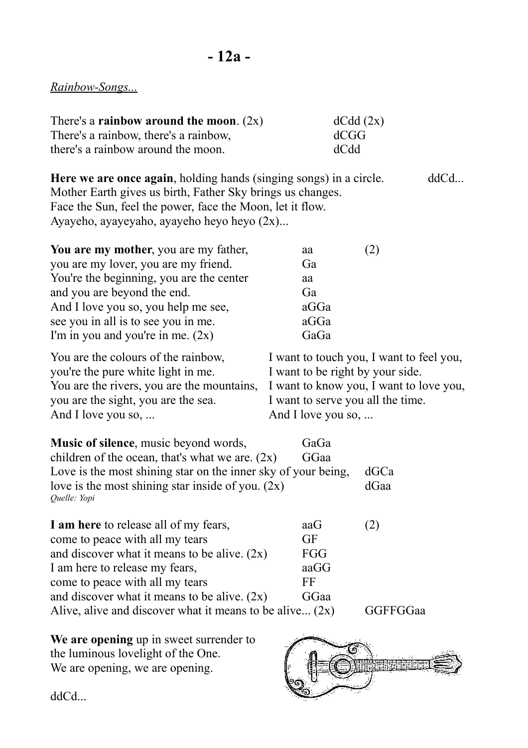# - 12a -

*Rainbow-Songs...*

| | |
|---|---|
| There's a **rainbow around the moon**. (2x) | dCdd (2x) |
| There's a rainbow, there's a rainbow, | dCGG |
| there's a rainbow around the moon. | dCdd |

**Here we are once again**, holding hands (singing songs) in a circle. ddCd...
Mother Earth gives us birth, Father Sky brings us changes.
Face the Sun, feel the power, face the Moon, let it flow.
Ayayeho, ayayeyaho, ayayeho heyo heyo (2x)...

| | | |
|---|---|---|
| **You are my mother**, you are my father, | aa | (2) |
| you are my lover, you are my friend. | Ga | |
| You're the beginning, you are the center | aa | |
| and you are beyond the end. | Ga | |
| And I love you so, you help me see, | aGGa | |
| see you in all is to see you in me. | aGGa | |
| I'm in you and you're in me. (2x) | GaGa | |

You are the colours of the rainbow,
you're the pure white light in me.
You are the rivers, you are the mountains,
you are the sight, you are the sea.
And I love you so, ...

I want to touch you, I want to feel you,
I want to be right by your side.
I want to know you, I want to love you,
I want to serve you all the time.
And I love you so, ...

| | |
|---|---|
| **Music of silence**, music beyond words, | GaGa |
| children of the ocean, that's what we are. (2x) | GGaa |
| Love is the most shining star on the inner sky of your being, | dGCa |
| love is the most shining star inside of you. (2x) | dGaa |

*Quelle: Yopi*

| | | |
|---|---|---|
| **I am here** to release all of my fears, | aaG | (2) |
| come to peace with all my tears | GF | |
| and discover what it means to be alive. (2x) | FGG | |
| I am here to release my fears, | aaGG | |
| come to peace with all my tears | FF | |
| and discover what it means to be alive. (2x) | GGaa | |
| Alive, alive and discover what it means to be alive... (2x) | GGFFGGaa | |

**We are opening** up in sweet surrender to
the luminous lovelight of the One.
We are opening, we are opening.

ddCd...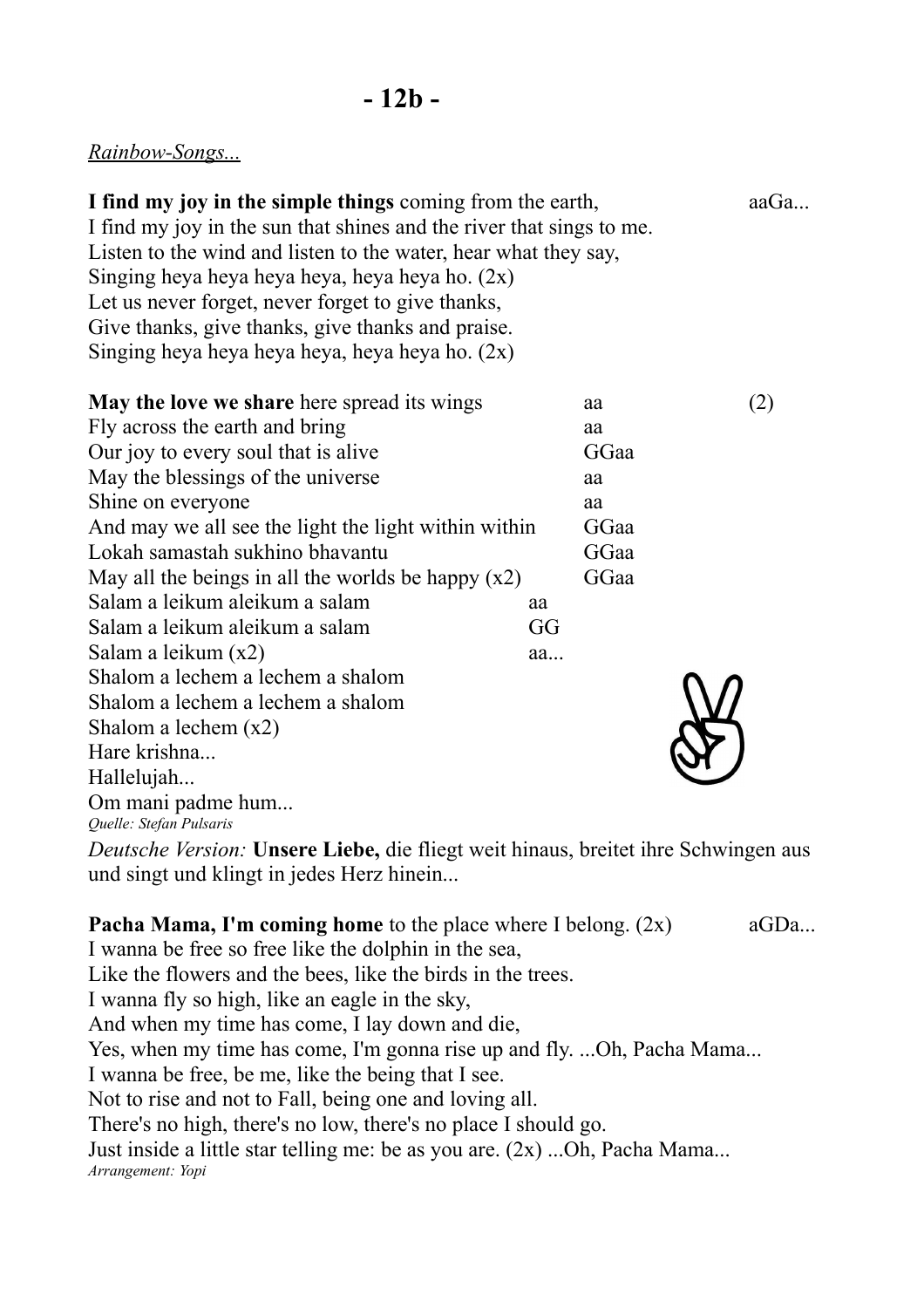# - 12b -

*Rainbow-Songs...*

**I find my joy in the simple things** coming from the earth, aaGa...
I find my joy in the sun that shines and the river that sings to me.
Listen to the wind and listen to the water, hear what they say,
Singing heya heya heya heya, heya heya ho. (2x)
Let us never forget, never forget to give thanks,
Give thanks, give thanks, give thanks and praise.
Singing heya heya heya heya, heya heya ho. (2x)

| | | |
|---|---|---|
| **May the love we share** here spread its wings | aa | (2) |
| Fly across the earth and bring | aa | |
| Our joy to every soul that is alive | GGaa | |
| May the blessings of the universe | aa | |
| Shine on everyone | aa | |
| And may we all see the light the light within within | GGaa | |
| Lokah samastah sukhino bhavantu | GGaa | |
| May all the beings in all the worlds be happy (x2) | GGaa | |
| Salam a leikum aleikum a salam | aa | |
| Salam a leikum aleikum a salam | GG | |
| Salam a leikum (x2) | aa... | |

Shalom a lechem a lechem a shalom
Shalom a lechem a lechem a shalom
Shalom a lechem (x2)
Hare krishna...
Hallelujah...
Om mani padme hum...
*Quelle: Stefan Pulsaris*

*Deutsche Version:* **Unsere Liebe,** die fliegt weit hinaus, breitet ihre Schwingen aus und singt und klingt in jedes Herz hinein...

**Pacha Mama, I'm coming home** to the place where I belong. (2x) aGDa...
I wanna be free so free like the dolphin in the sea,
Like the flowers and the bees, like the birds in the trees.
I wanna fly so high, like an eagle in the sky,
And when my time has come, I lay down and die,
Yes, when my time has come, I'm gonna rise up and fly. ...Oh, Pacha Mama...
I wanna be free, be me, like the being that I see.
Not to rise and not to Fall, being one and loving all.
There's no high, there's no low, there's no place I should go.
Just inside a little star telling me: be as you are. (2x) ...Oh, Pacha Mama...
*Arrangement: Yopi*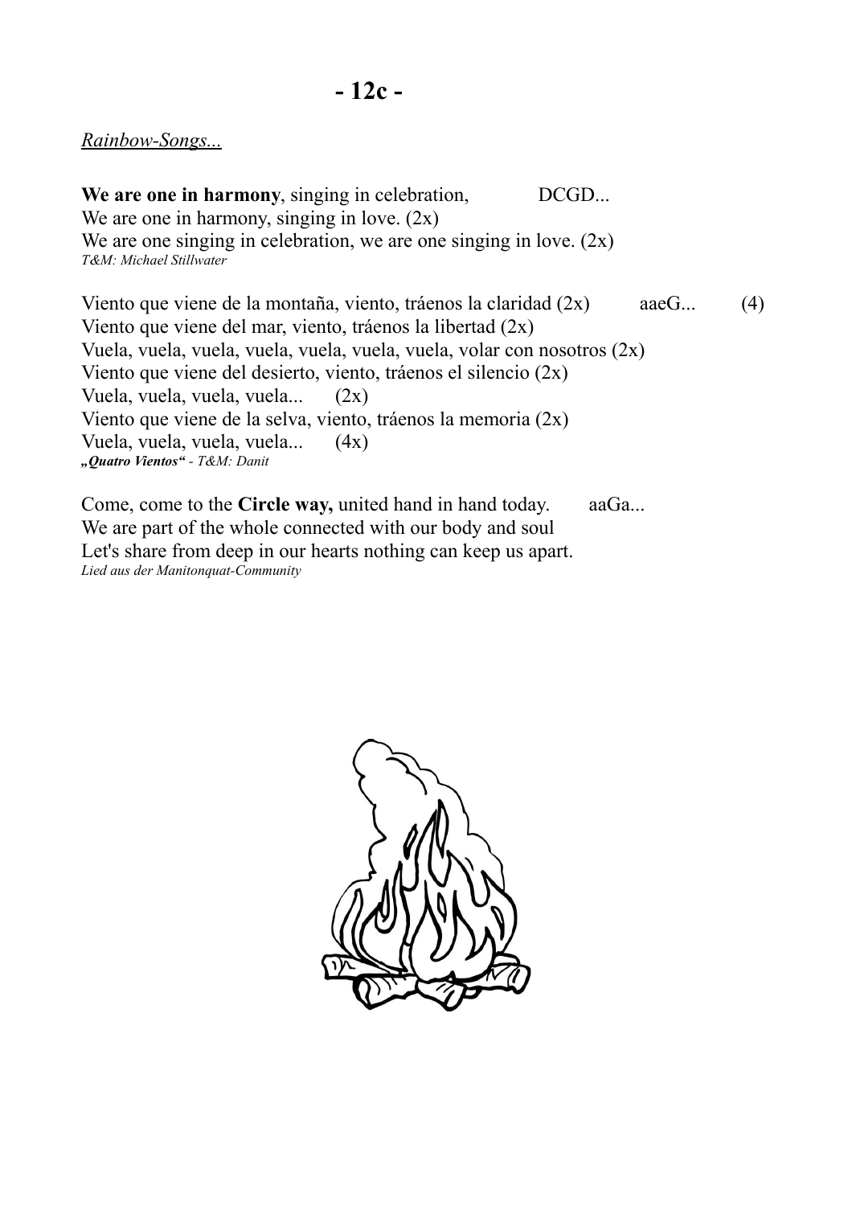# - 12c -

<u>*Rainbow-Songs...*</u>

**We are one in harmony**, singing in celebration, DCGD...
We are one in harmony, singing in love. (2x)
We are one singing in celebration, we are one singing in love. (2x)
*T&M: Michael Stillwater*

Viento que viene de la montaña, viento, tráenos la claridad (2x) aaeG... (4)
Viento que viene del mar, viento, tráenos la libertad (2x)
Vuela, vuela, vuela, vuela, vuela, vuela, vuela, volar con nosotros (2x)
Viento que viene del desierto, viento, tráenos el silencio (2x)
Vuela, vuela, vuela, vuela... (2x)
Viento que viene de la selva, viento, tráenos la memoria (2x)
Vuela, vuela, vuela, vuela... (4x)
***„Quatro Vientos“** - T&M: Danit*

Come, come to the **Circle way,** united hand in hand today. aaGa...
We are part of the whole connected with our body and soul
Let's share from deep in our hearts nothing can keep us apart.
*Lied aus der Manitonquat-Community*